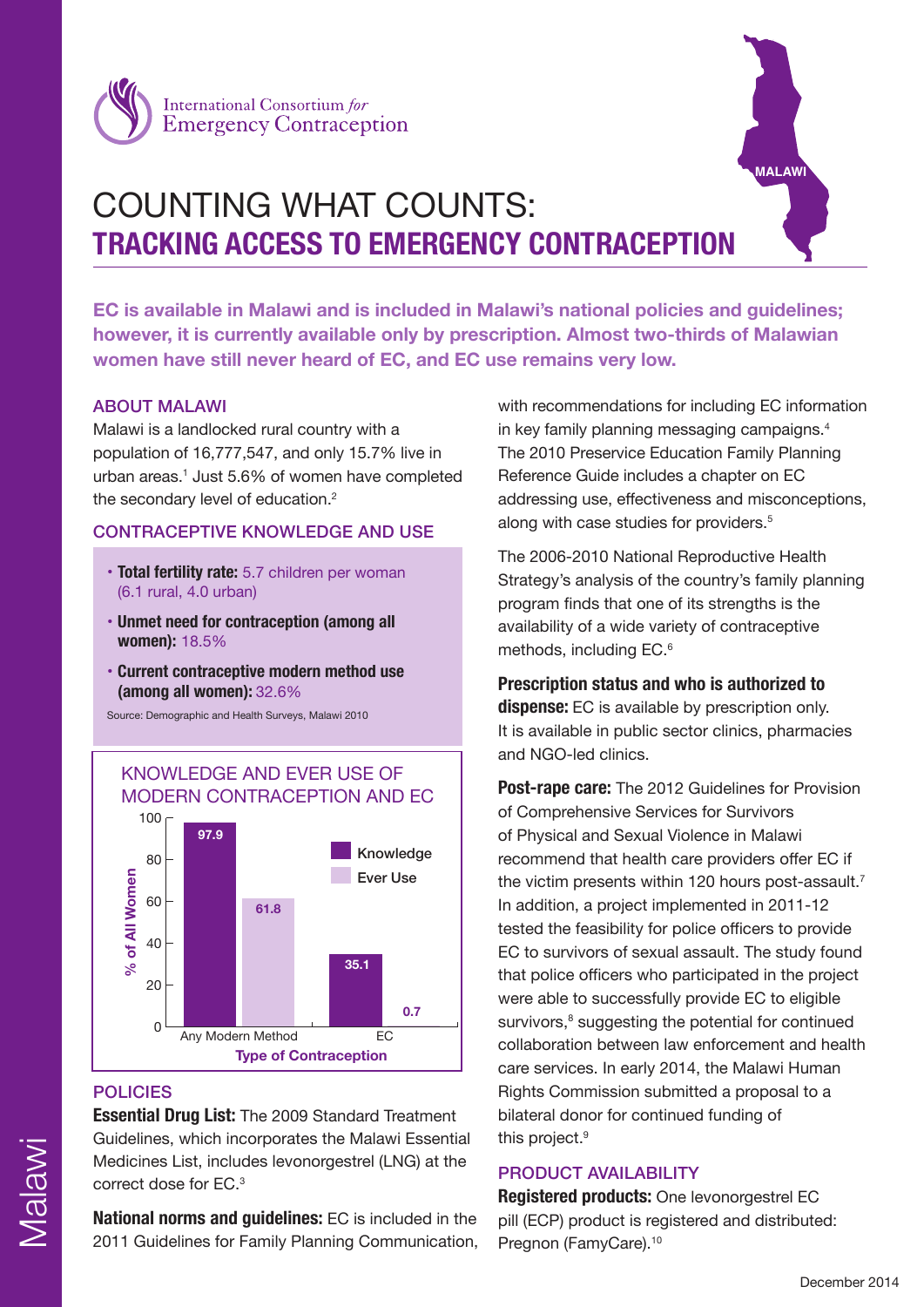International Consortium *for* Emergency Contraception

# COUNTING WHAT COUNTS: **TRACKING ACCESS TO EMERGENCY CONTRACEPTION**

**EC is available in Malawi and is included in Malawi's national policies and guidelines; however, it is currently available only by prescription. Almost two-thirds of Malawian women have still never heard of EC, and EC use remains very low.**

## ABOUT MALAWI

Malawi is a landlocked rural country with a population of 16,777,547, and only 15.7% live in urban areas.[1] Just 5.6% of women have completed the secondary level of education.[2]

## CONTRACEPTIVE KNOWLEDGE AND USE

- **Total fertility rate:** 5.7 children per woman (6.1 rural, 4.0 urban)
- **Unmet need for contraception (among all women):** 18.5%
- **Current contraceptive modern method use (among all women):** 32.6%

Source: Demographic and Health Surveys, Malawi 2010

### KNOWLEDGE AND EVER USE OF MODERN CONTRACEPTION AND EC

| Type of Contraception | Knowledge (% of All Women) | Ever Use (% of All Women) |
| --- | --- | --- |
| Any Modern Method | 97.9 | 61.8 |
| EC | 35.1 | 0.7 |

## POLICIES

**Essential Drug List:** The 2009 Standard Treatment Guidelines, which incorporates the Malawi Essential Medicines List, includes levonorgestrel (LNG) at the correct dose for EC.[3]

**National norms and guidelines:** EC is included in the 2011 Guidelines for Family Planning Communication, with recommendations for including EC information in key family planning messaging campaigns.[4] The 2010 Preservice Education Family Planning Reference Guide includes a chapter on EC addressing use, effectiveness and misconceptions, along with case studies for providers.[5]

The 2006-2010 National Reproductive Health Strategy's analysis of the country's family planning program finds that one of its strengths is the availability of a wide variety of contraceptive methods, including EC.[6]

**Prescription status and who is authorized to dispense:** EC is available by prescription only. It is available in public sector clinics, pharmacies and NGO-led clinics.

**Post-rape care:** The 2012 Guidelines for Provision of Comprehensive Services for Survivors of Physical and Sexual Violence in Malawi recommend that health care providers offer EC if the victim presents within 120 hours post-assault.[7] In addition, a project implemented in 2011-12 tested the feasibility for police officers to provide EC to survivors of sexual assault. The study found that police officers who participated in the project were able to successfully provide EC to eligible survivors,[8] suggesting the potential for continued collaboration between law enforcement and health care services. In early 2014, the Malawi Human Rights Commission submitted a proposal to a bilateral donor for continued funding of this project.[9]

## PRODUCT AVAILABILITY

**Registered products:** One levonorgestrel EC pill (ECP) product is registered and distributed: Pregnon (FamyCare).[10]

December 2014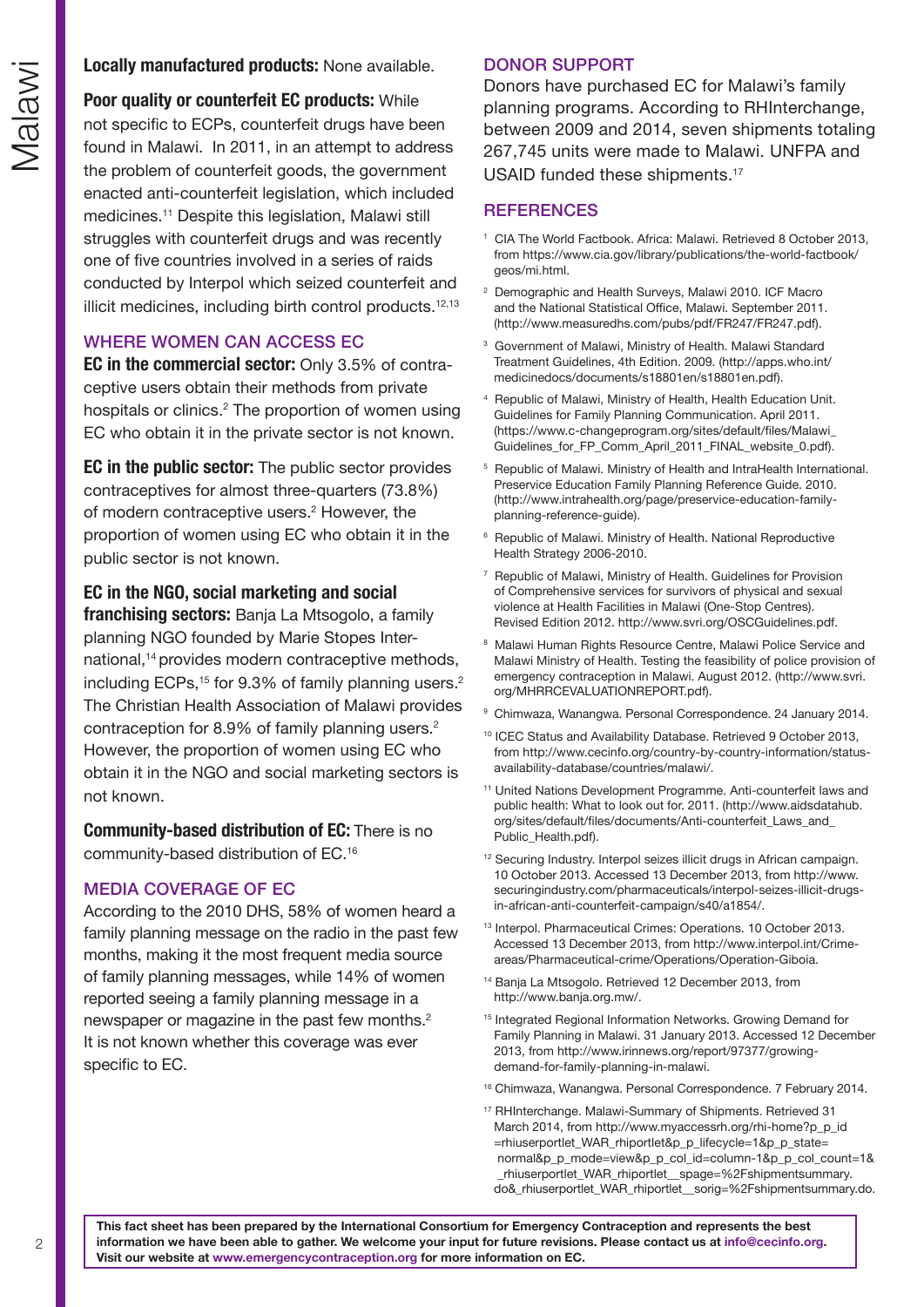**Locally manufactured products:** None available.

**Poor quality or counterfeit EC products:** While not specific to ECPs, counterfeit drugs have been found in Malawi. In 2011, in an attempt to address the problem of counterfeit goods, the government enacted anti-counterfeit legislation, which included medicines.[11] Despite this legislation, Malawi still struggles with counterfeit drugs and was recently one of five countries involved in a series of raids conducted by Interpol which seized counterfeit and illicit medicines, including birth control products.[12,13]

## WHERE WOMEN CAN ACCESS EC

**EC in the commercial sector:** Only 3.5% of contraceptive users obtain their methods from private hospitals or clinics.[2] The proportion of women using EC who obtain it in the private sector is not known.

**EC in the public sector:** The public sector provides contraceptives for almost three-quarters (73.8%) of modern contraceptive users.[2] However, the proportion of women using EC who obtain it in the public sector is not known.

**EC in the NGO, social marketing and social franchising sectors:** Banja La Mtsogolo, a family planning NGO founded by Marie Stopes International,[14] provides modern contraceptive methods, including ECPs,[15] for 9.3% of family planning users.[2] The Christian Health Association of Malawi provides contraception for 8.9% of family planning users.[2] However, the proportion of women using EC who obtain it in the NGO and social marketing sectors is not known.

**Community-based distribution of EC:** There is no community-based distribution of EC.[16]

## MEDIA COVERAGE OF EC

According to the 2010 DHS, 58% of women heard a family planning message on the radio in the past few months, making it the most frequent media source of family planning messages, while 14% of women reported seeing a family planning message in a newspaper or magazine in the past few months.[2] It is not known whether this coverage was ever specific to EC.

## DONOR SUPPORT

Donors have purchased EC for Malawi's family planning programs. According to RHInterchange, between 2009 and 2014, seven shipments totaling 267,745 units were made to Malawi. UNFPA and USAID funded these shipments.[17]

## REFERENCES

1. CIA The World Factbook. Africa: Malawi. Retrieved 8 October 2013, from https://www.cia.gov/library/publications/the-world-factbook/geos/mi.html.
2. Demographic and Health Surveys, Malawi 2010. ICF Macro and the National Statistical Office, Malawi. September 2011. (http://www.measuredhs.com/pubs/pdf/FR247/FR247.pdf).
3. Government of Malawi, Ministry of Health. Malawi Standard Treatment Guidelines, 4th Edition. 2009. (http://apps.who.int/medicinedocs/documents/s18801en/s18801en.pdf).
4. Republic of Malawi, Ministry of Health, Health Education Unit. Guidelines for Family Planning Communication. April 2011. (https://www.c-changeprogram.org/sites/default/files/Malawi_Guidelines_for_FP_Comm_April_2011_FINAL_website_0.pdf).
5. Republic of Malawi. Ministry of Health and IntraHealth International. Preservice Education Family Planning Reference Guide. 2010. (http://www.intrahealth.org/page/preservice-education-family-planning-reference-guide).
6. Republic of Malawi. Ministry of Health. National Reproductive Health Strategy 2006-2010.
7. Republic of Malawi, Ministry of Health. Guidelines for Provision of Comprehensive services for survivors of physical and sexual violence at Health Facilities in Malawi (One-Stop Centres). Revised Edition 2012. http://www.svri.org/OSCGuidelines.pdf.
8. Malawi Human Rights Resource Centre, Malawi Police Service and Malawi Ministry of Health. Testing the feasibility of police provision of emergency contraception in Malawi. August 2012. (http://www.svri.org/MHRRCEVALUATIONREPORT.pdf).
9. Chimwaza, Wanangwa. Personal Correspondence. 24 January 2014.
10. ICEC Status and Availability Database. Retrieved 9 October 2013, from http://www.cecinfo.org/country-by-country-information/status-availability-database/countries/malawi/.
11. United Nations Development Programme. Anti-counterfeit laws and public health: What to look out for. 2011. (http://www.aidsdatahub.org/sites/default/files/documents/Anti-counterfeit_Laws_and_Public_Health.pdf).
12. Securing Industry. Interpol seizes illicit drugs in African campaign. 10 October 2013. Accessed 13 December 2013, from http://www.securingindustry.com/pharmaceuticals/interpol-seizes-illicit-drugs-in-african-anti-counterfeit-campaign/s40/a1854/.
13. Interpol. Pharmaceutical Crimes: Operations. 10 October 2013. Accessed 13 December 2013, from http://www.interpol.int/Crime-areas/Pharmaceutical-crime/Operations/Operation-Giboia.
14. Banja La Mtsogolo. Retrieved 12 December 2013, from http://www.banja.org.mw/.
15. Integrated Regional Information Networks. Growing Demand for Family Planning in Malawi. 31 January 2013. Accessed 12 December 2013, from http://www.irinnews.org/report/97377/growing-demand-for-family-planning-in-malawi.
16. Chimwaza, Wanangwa. Personal Correspondence. 7 February 2014.
17. RHInterchange. Malawi-Summary of Shipments. Retrieved 31 March 2014, from http://www.myaccessrh.org/rhi-home?p_p_id=rhiuserportlet_WAR_rhiportlet&p_p_lifecycle=1&p_p_state=normal&p_p_mode=view&p_p_col_id=column-1&p_p_col_count=1&_rhiuserportlet_WAR_rhiportlet__spage=%2Fshipmentsummary.do&_rhiuserportlet_WAR_rhiportlet__sorig=%2Fshipmentsummary.do.

**This fact sheet has been prepared by the International Consortium for Emergency Contraception and represents the best information we have been able to gather. We welcome your input for future revisions. Please contact us at info@cecinfo.org. Visit our website at www.emergencycontraception.org for more information on EC.**